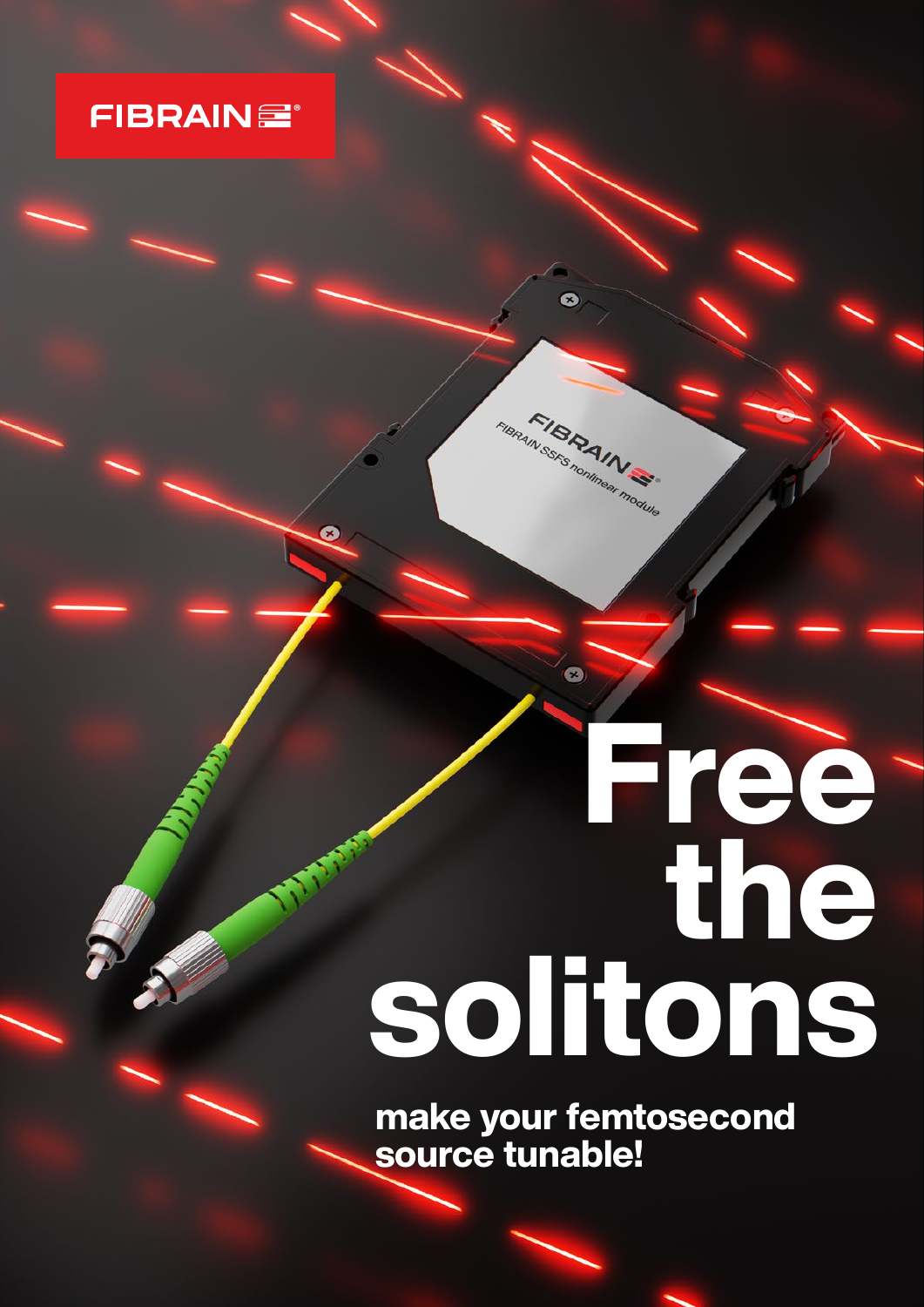FIBRAIN

# Free the solitons

**make your femtosecond source tunable!**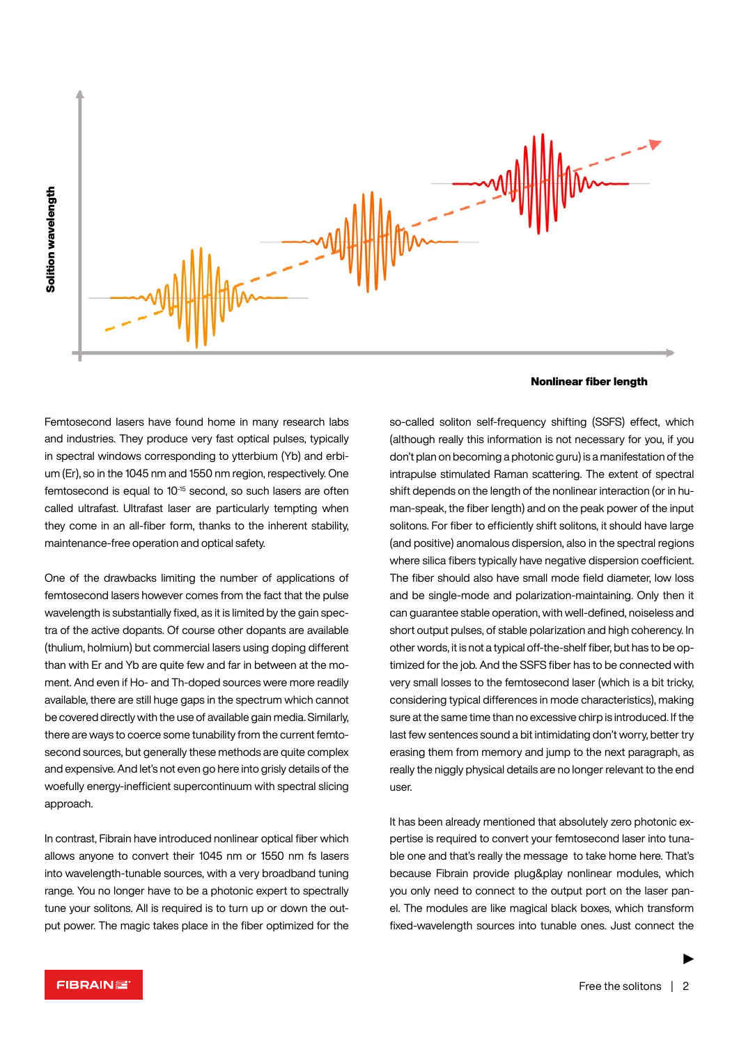Solition wavelength

Nonlinear fiber length

Femtosecond lasers have found home in many research labs and industries. They produce very fast optical pulses, typically in spectral windows corresponding to ytterbium (Yb) and erbium (Er), so in the 1045 nm and 1550 nm region, respectively. One femtosecond is equal to $10^{-15}$ second, so such lasers are often called ultrafast. Ultrafast laser are particularly tempting when they come in an all-fiber form, thanks to the inherent stability, maintenance-free operation and optical safety.

One of the drawbacks limiting the number of applications of femtosecond lasers however comes from the fact that the pulse wavelength is substantially fixed, as it is limited by the gain spectra of the active dopants. Of course other dopants are available (thulium, holmium) but commercial lasers using doping different than with Er and Yb are quite few and far in between at the moment. And even if Ho- and Th-doped sources were more readily available, there are still huge gaps in the spectrum which cannot be covered directly with the use of available gain media. Similarly, there are ways to coerce some tunability from the current femtosecond sources, but generally these methods are quite complex and expensive. And let's not even go here into grisly details of the woefully energy-inefficient supercontinuum with spectral slicing approach.

In contrast, Fibrain have introduced nonlinear optical fiber which allows anyone to convert their 1045 nm or 1550 nm fs lasers into wavelength-tunable sources, with a very broadband tuning range. You no longer have to be a photonic expert to spectrally tune your solitons. All is required is to turn up or down the output power. The magic takes place in the fiber optimized for the so-called soliton self-frequency shifting (SSFS) effect, which (although really this information is not necessary for you, if you don't plan on becoming a photonic guru) is a manifestation of the intrapulse stimulated Raman scattering. The extent of spectral shift depends on the length of the nonlinear interaction (or in human-speak, the fiber length) and on the peak power of the input solitons. For fiber to efficiently shift solitons, it should have large (and positive) anomalous dispersion, also in the spectral regions where silica fibers typically have negative dispersion coefficient. The fiber should also have small mode field diameter, low loss and be single-mode and polarization-maintaining. Only then it can guarantee stable operation, with well-defined, noiseless and short output pulses, of stable polarization and high coherency. In other words, it is not a typical off-the-shelf fiber, but has to be optimized for the job. And the SSFS fiber has to be connected with very small losses to the femtosecond laser (which is a bit tricky, considering typical differences in mode characteristics), making sure at the same time than no excessive chirp is introduced. If the last few sentences sound a bit intimidating don't worry, better try erasing them from memory and jump to the next paragraph, as really the niggly physical details are no longer relevant to the end user.

It has been already mentioned that absolutely zero photonic expertise is required to convert your femtosecond laser into tunable one and that's really the message to take home here. That's because Fibrain provide plug&play nonlinear modules, which you only need to connect to the output port on the laser panel. The modules are like magical black boxes, which transform fixed-wavelength sources into tunable ones. Just connect the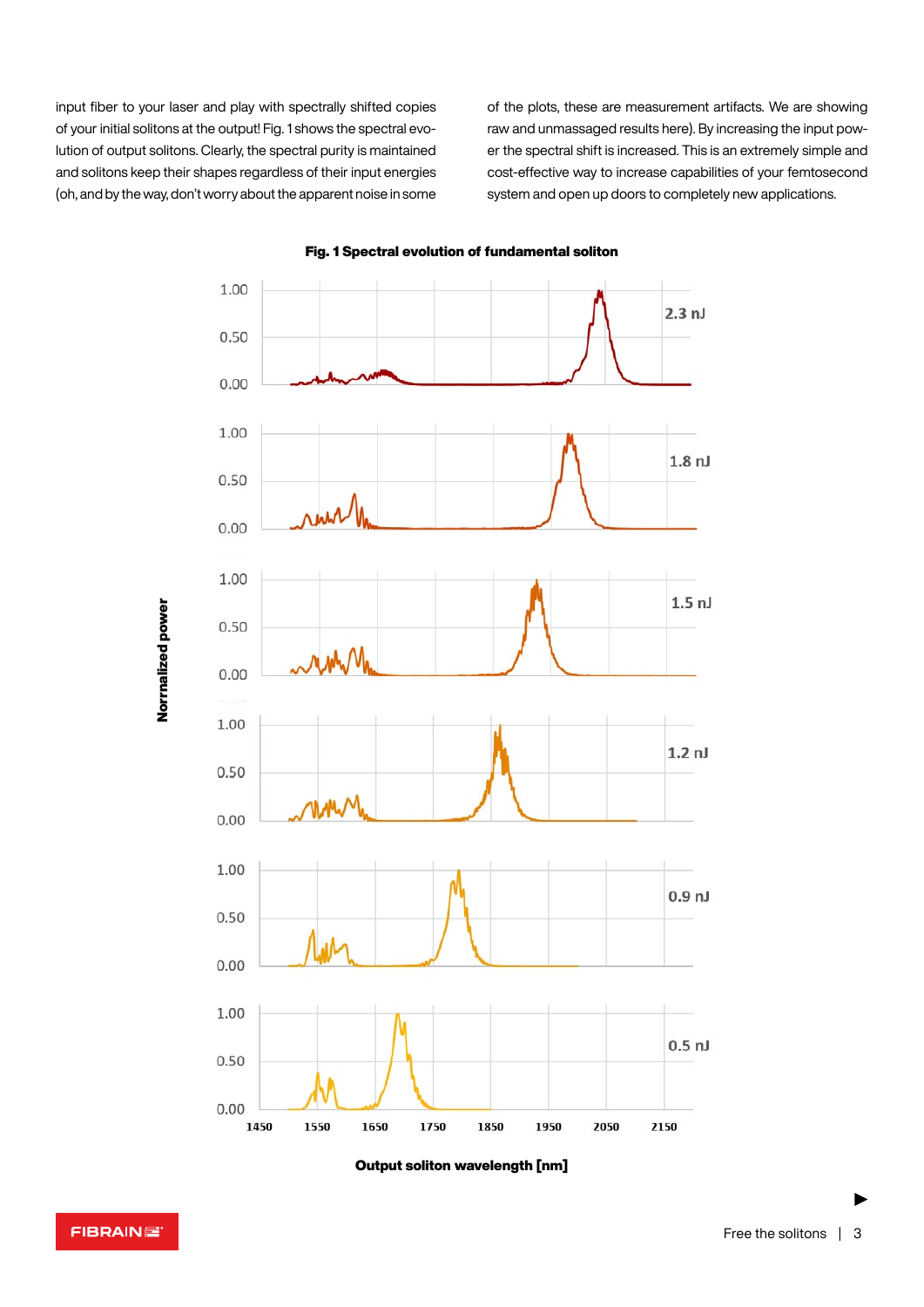input fiber to your laser and play with spectrally shifted copies of your initial solitons at the output! Fig. 1 shows the spectral evolution of output solitons. Clearly, the spectral purity is maintained and solitons keep their shapes regardless of their input energies (oh, and by the way, don't worry about the apparent noise in some of the plots, these are measurement artifacts. We are showing raw and unmassaged results here). By increasing the input power the spectral shift is increased. This is an extremely simple and cost-effective way to increase capabilities of your femtosecond system and open up doors to completely new applications.

**Fig. 1 Spectral evolution of fundamental soliton**

Normalized power

2.3 nJ

1.8 nJ

1.5 nJ

1.2 nJ

0.9 nJ

0.5 nJ

Output soliton wavelength [nm]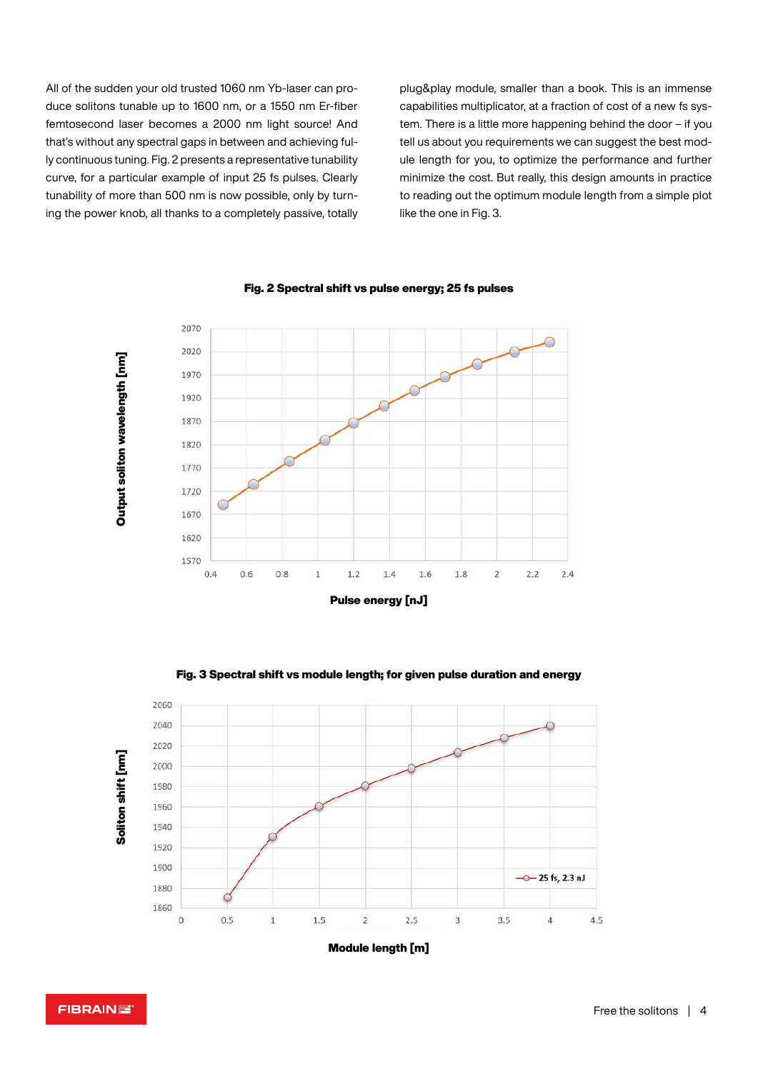All of the sudden your old trusted 1060 nm Yb-laser can produce solitons tunable up to 1600 nm, or a 1550 nm Er-fiber femtosecond laser becomes a 2000 nm light source! And that's without any spectral gaps in between and achieving fully continuous tuning. Fig. 2 presents a representative tunability curve, for a particular example of input 25 fs pulses. Clearly tunability of more than 500 nm is now possible, only by turning the power knob, all thanks to a completely passive, totally plug&play module, smaller than a book. This is an immense capabilities multiplicator, at a fraction of cost of a new fs system. There is a little more happening behind the door – if you tell us about you requirements we can suggest the best module length for you, to optimize the performance and further minimize the cost. But really, this design amounts in practice to reading out the optimum module length from a simple plot like the one in Fig. 3.

**Fig. 2 Spectral shift vs pulse energy; 25 fs pulses**

**Fig. 3 Spectral shift vs module length; for given pulse duration and energy**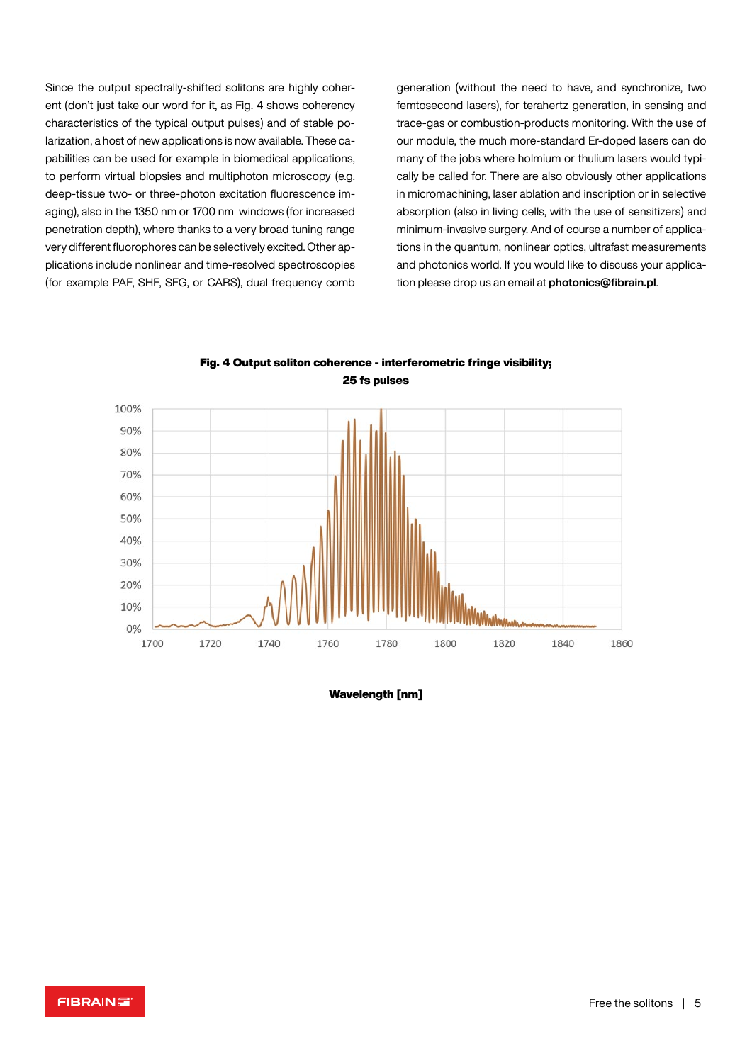Since the output spectrally-shifted solitons are highly coherent (don't just take our word for it, as Fig. 4 shows coherency characteristics of the typical output pulses) and of stable polarization, a host of new applications is now available. These capabilities can be used for example in biomedical applications, to perform virtual biopsies and multiphoton microscopy (e.g. deep-tissue two- or three-photon excitation fluorescence imaging), also in the 1350 nm or 1700 nm windows (for increased penetration depth), where thanks to a very broad tuning range very different fluorophores can be selectively excited. Other applications include nonlinear and time-resolved spectroscopies (for example PAF, SHF, SFG, or CARS), dual frequency comb generation (without the need to have, and synchronize, two femtosecond lasers), for terahertz generation, in sensing and trace-gas or combustion-products monitoring. With the use of our module, the much more-standard Er-doped lasers can do many of the jobs where holmium or thulium lasers would typically be called for. There are also obviously other applications in micromachining, laser ablation and inscription or in selective absorption (also in living cells, with the use of sensitizers) and minimum-invasive surgery. And of course a number of applications in the quantum, nonlinear optics, ultrafast measurements and photonics world. If you would like to discuss your application please drop us an email at **photonics@fibrain.pl**.

**Fig. 4 Output soliton coherence - interferometric fringe visibility; 25 fs pulses**

**Wavelength [nm]**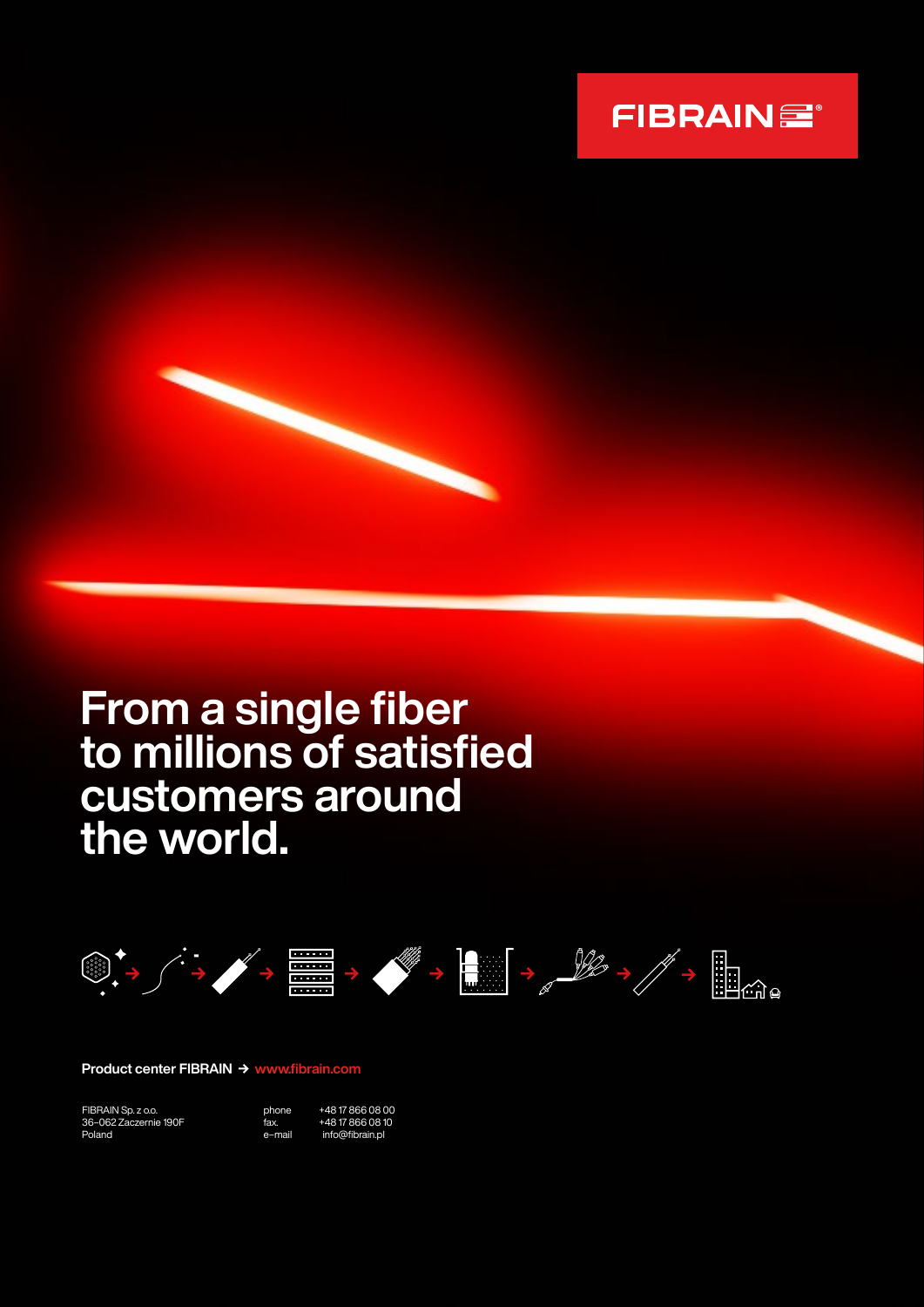FIBRAIN

# From a single fiber to millions of satisfied customers around the world.

**Product center FIBRAIN** → www.fibrain.com

FIBRAIN Sp. z o.o.
36–062 Zaczernie 190F
Poland

phone +48 17 866 08 00
fax. +48 17 866 08 10
e–mail info@fibrain.pl